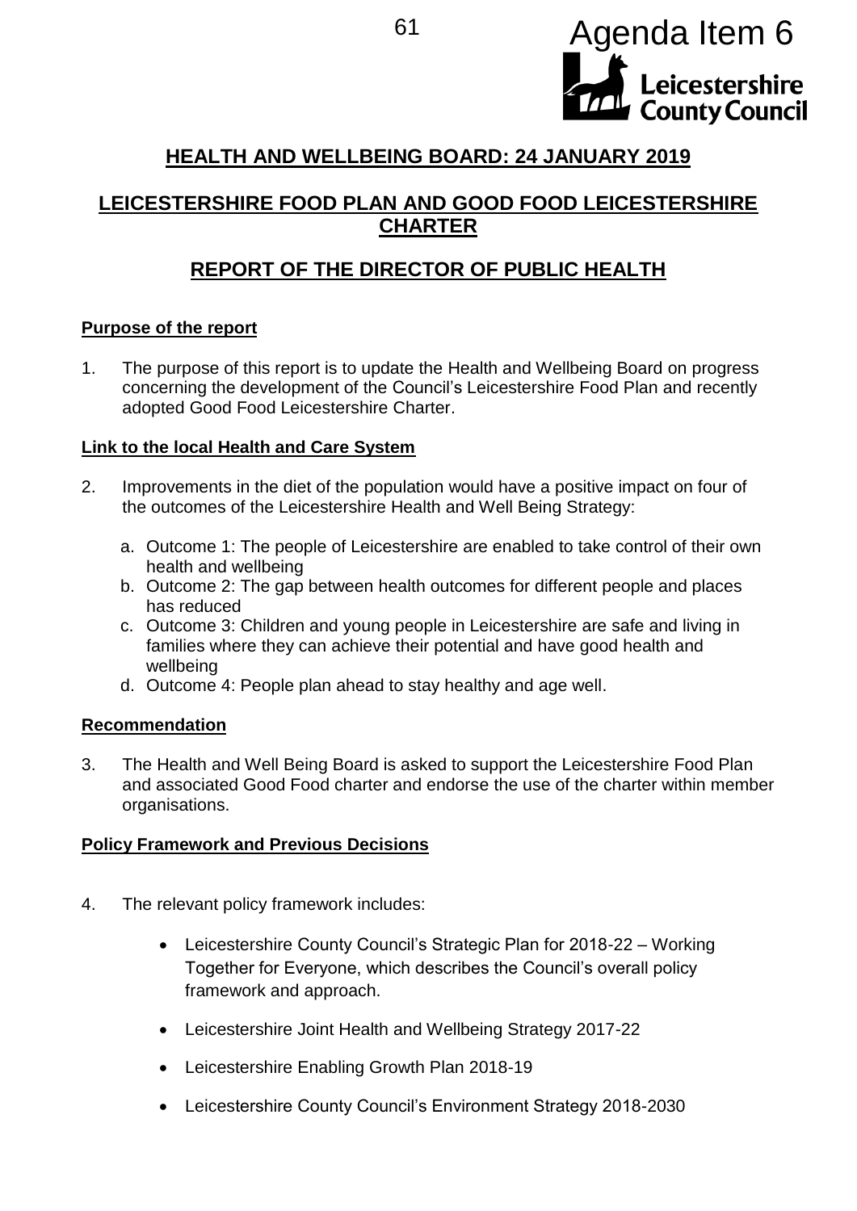Agenda Item 6

# HEALTH AND WELLBEING BOARD: 24 JANUARY 2019

## LEICESTERSHIRE FOOD PLAN AND GOOD FOOD LEICESTERSHIRE CHARTER

## REPORT OF THE DIRECTOR OF PUBLIC HEALTH

### Purpose of the report

1. The purpose of this report is to update the Health and Wellbeing Board on progress concerning the development of the Council's Leicestershire Food Plan and recently adopted Good Food Leicestershire Charter.

### Link to the local Health and Care System

2. Improvements in the diet of the population would have a positive impact on four of the outcomes of the Leicestershire Health and Well Being Strategy:

   a. Outcome 1: The people of Leicestershire are enabled to take control of their own health and wellbeing
   b. Outcome 2: The gap between health outcomes for different people and places has reduced
   c. Outcome 3: Children and young people in Leicestershire are safe and living in families where they can achieve their potential and have good health and wellbeing
   d. Outcome 4: People plan ahead to stay healthy and age well.

### Recommendation

3. The Health and Well Being Board is asked to support the Leicestershire Food Plan and associated Good Food charter and endorse the use of the charter within member organisations.

### Policy Framework and Previous Decisions

4. The relevant policy framework includes:

   - Leicestershire County Council's Strategic Plan for 2018-22 – Working Together for Everyone, which describes the Council's overall policy framework and approach.
   - Leicestershire Joint Health and Wellbeing Strategy 2017-22
   - Leicestershire Enabling Growth Plan 2018-19
   - Leicestershire County Council's Environment Strategy 2018-2030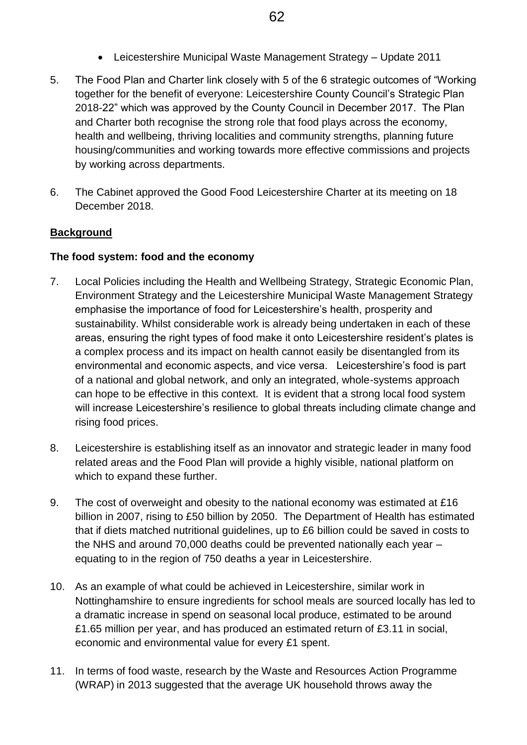- Leicestershire Municipal Waste Management Strategy – Update 2011

5. The Food Plan and Charter link closely with 5 of the 6 strategic outcomes of "Working together for the benefit of everyone: Leicestershire County Council's Strategic Plan 2018-22" which was approved by the County Council in December 2017. The Plan and Charter both recognise the strong role that food plays across the economy, health and wellbeing, thriving localities and community strengths, planning future housing/communities and working towards more effective commissions and projects by working across departments.

6. The Cabinet approved the Good Food Leicestershire Charter at its meeting on 18 December 2018.

**Background**

**The food system: food and the economy**

7. Local Policies including the Health and Wellbeing Strategy, Strategic Economic Plan, Environment Strategy and the Leicestershire Municipal Waste Management Strategy emphasise the importance of food for Leicestershire's health, prosperity and sustainability. Whilst considerable work is already being undertaken in each of these areas, ensuring the right types of food make it onto Leicestershire resident's plates is a complex process and its impact on health cannot easily be disentangled from its environmental and economic aspects, and vice versa. Leicestershire's food is part of a national and global network, and only an integrated, whole-systems approach can hope to be effective in this context. It is evident that a strong local food system will increase Leicestershire's resilience to global threats including climate change and rising food prices.

8. Leicestershire is establishing itself as an innovator and strategic leader in many food related areas and the Food Plan will provide a highly visible, national platform on which to expand these further.

9. The cost of overweight and obesity to the national economy was estimated at £16 billion in 2007, rising to £50 billion by 2050. The Department of Health has estimated that if diets matched nutritional guidelines, up to £6 billion could be saved in costs to the NHS and around 70,000 deaths could be prevented nationally each year – equating to in the region of 750 deaths a year in Leicestershire.

10. As an example of what could be achieved in Leicestershire, similar work in Nottinghamshire to ensure ingredients for school meals are sourced locally has led to a dramatic increase in spend on seasonal local produce, estimated to be around £1.65 million per year, and has produced an estimated return of £3.11 in social, economic and environmental value for every £1 spent.

11. In terms of food waste, research by the Waste and Resources Action Programme (WRAP) in 2013 suggested that the average UK household throws away the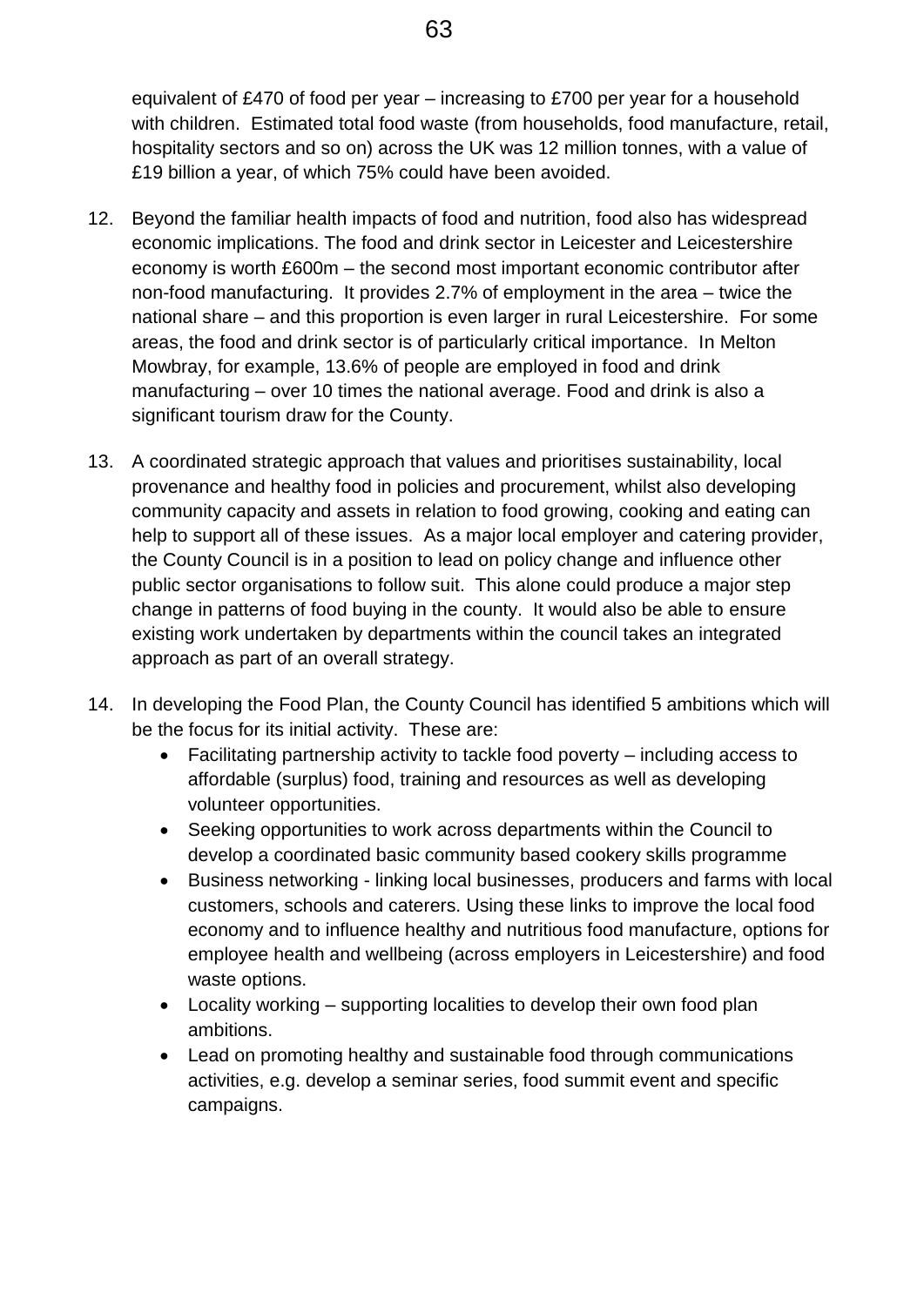equivalent of £470 of food per year – increasing to £700 per year for a household with children. Estimated total food waste (from households, food manufacture, retail, hospitality sectors and so on) across the UK was 12 million tonnes, with a value of £19 billion a year, of which 75% could have been avoided.

12. Beyond the familiar health impacts of food and nutrition, food also has widespread economic implications. The food and drink sector in Leicester and Leicestershire economy is worth £600m – the second most important economic contributor after non-food manufacturing. It provides 2.7% of employment in the area – twice the national share – and this proportion is even larger in rural Leicestershire. For some areas, the food and drink sector is of particularly critical importance. In Melton Mowbray, for example, 13.6% of people are employed in food and drink manufacturing – over 10 times the national average. Food and drink is also a significant tourism draw for the County.

13. A coordinated strategic approach that values and prioritises sustainability, local provenance and healthy food in policies and procurement, whilst also developing community capacity and assets in relation to food growing, cooking and eating can help to support all of these issues. As a major local employer and catering provider, the County Council is in a position to lead on policy change and influence other public sector organisations to follow suit. This alone could produce a major step change in patterns of food buying in the county. It would also be able to ensure existing work undertaken by departments within the council takes an integrated approach as part of an overall strategy.

14. In developing the Food Plan, the County Council has identified 5 ambitions which will be the focus for its initial activity. These are:
    - Facilitating partnership activity to tackle food poverty – including access to affordable (surplus) food, training and resources as well as developing volunteer opportunities.
    - Seeking opportunities to work across departments within the Council to develop a coordinated basic community based cookery skills programme
    - Business networking - linking local businesses, producers and farms with local customers, schools and caterers. Using these links to improve the local food economy and to influence healthy and nutritious food manufacture, options for employee health and wellbeing (across employers in Leicestershire) and food waste options.
    - Locality working – supporting localities to develop their own food plan ambitions.
    - Lead on promoting healthy and sustainable food through communications activities, e.g. develop a seminar series, food summit event and specific campaigns.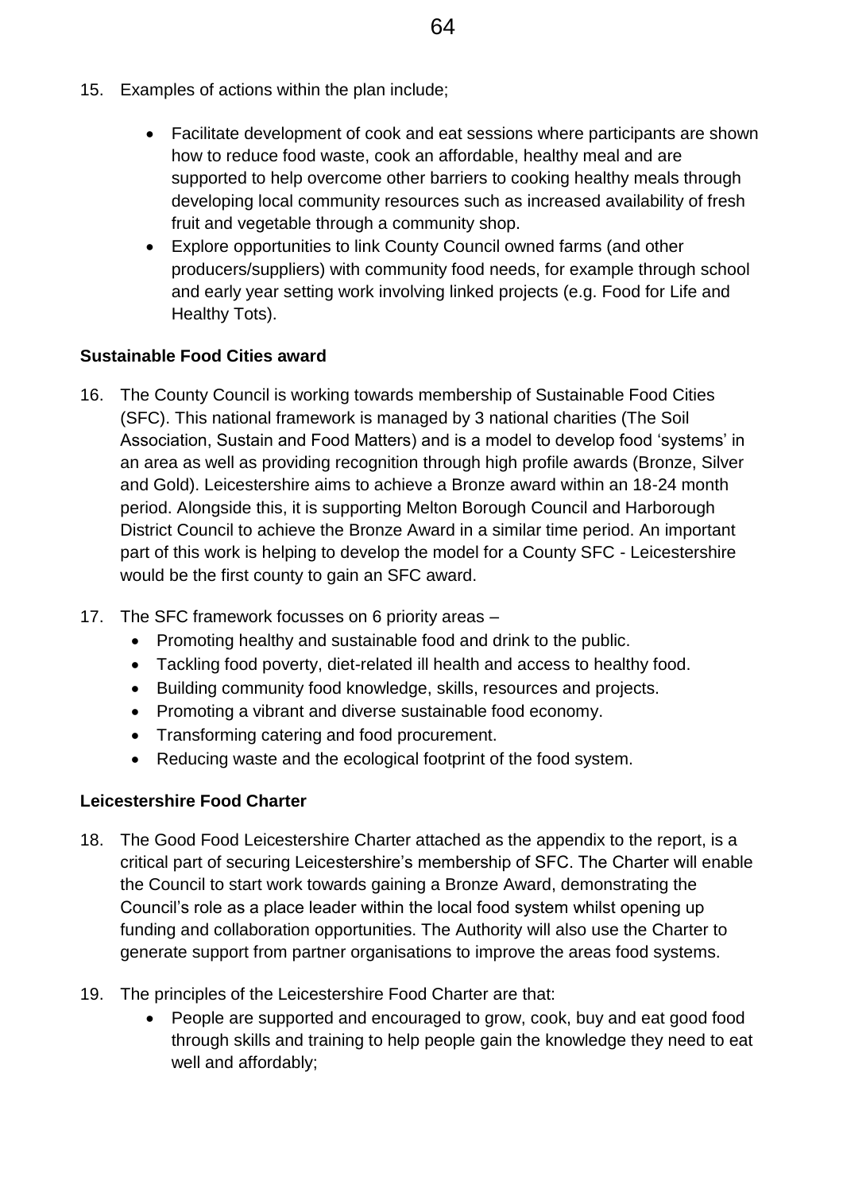15. Examples of actions within the plan include;

    - Facilitate development of cook and eat sessions where participants are shown how to reduce food waste, cook an affordable, healthy meal and are supported to help overcome other barriers to cooking healthy meals through developing local community resources such as increased availability of fresh fruit and vegetable through a community shop.
    - Explore opportunities to link County Council owned farms (and other producers/suppliers) with community food needs, for example through school and early year setting work involving linked projects (e.g. Food for Life and Healthy Tots).

**Sustainable Food Cities award**

16. The County Council is working towards membership of Sustainable Food Cities (SFC). This national framework is managed by 3 national charities (The Soil Association, Sustain and Food Matters) and is a model to develop food 'systems' in an area as well as providing recognition through high profile awards (Bronze, Silver and Gold). Leicestershire aims to achieve a Bronze award within an 18-24 month period. Alongside this, it is supporting Melton Borough Council and Harborough District Council to achieve the Bronze Award in a similar time period. An important part of this work is helping to develop the model for a County SFC - Leicestershire would be the first county to gain an SFC award.

17. The SFC framework focusses on 6 priority areas –
    - Promoting healthy and sustainable food and drink to the public.
    - Tackling food poverty, diet-related ill health and access to healthy food.
    - Building community food knowledge, skills, resources and projects.
    - Promoting a vibrant and diverse sustainable food economy.
    - Transforming catering and food procurement.
    - Reducing waste and the ecological footprint of the food system.

**Leicestershire Food Charter**

18. The Good Food Leicestershire Charter attached as the appendix to the report, is a critical part of securing Leicestershire's membership of SFC. The Charter will enable the Council to start work towards gaining a Bronze Award, demonstrating the Council's role as a place leader within the local food system whilst opening up funding and collaboration opportunities. The Authority will also use the Charter to generate support from partner organisations to improve the areas food systems.

19. The principles of the Leicestershire Food Charter are that:
    - People are supported and encouraged to grow, cook, buy and eat good food through skills and training to help people gain the knowledge they need to eat well and affordably;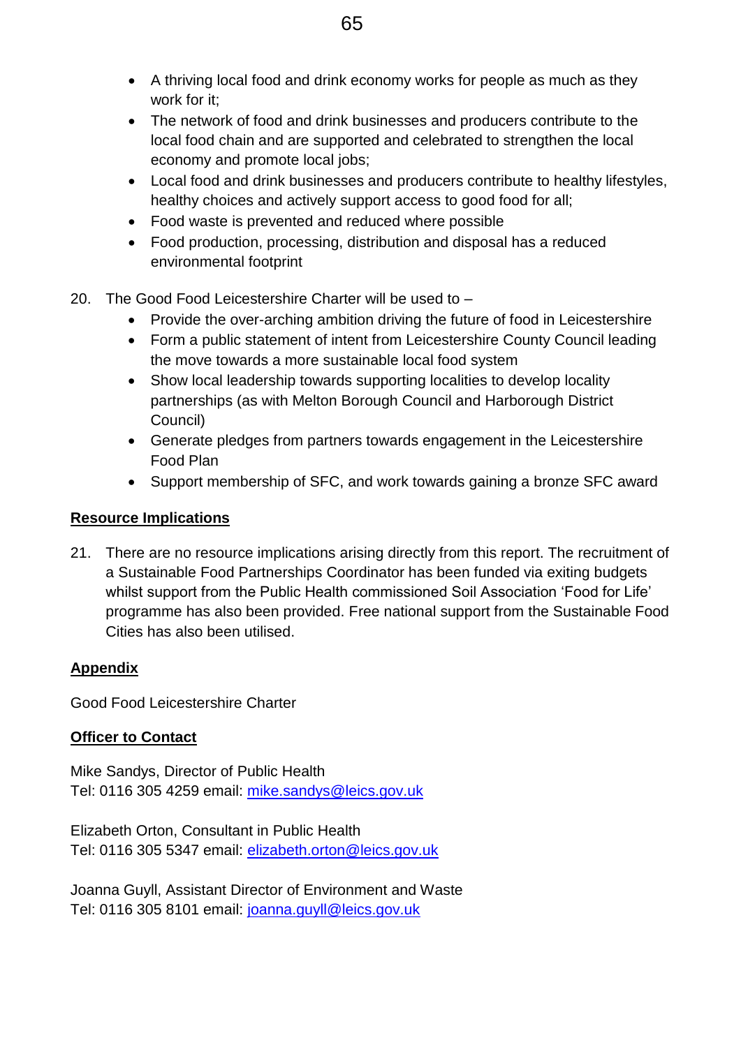- A thriving local food and drink economy works for people as much as they work for it;
- The network of food and drink businesses and producers contribute to the local food chain and are supported and celebrated to strengthen the local economy and promote local jobs;
- Local food and drink businesses and producers contribute to healthy lifestyles, healthy choices and actively support access to good food for all;
- Food waste is prevented and reduced where possible
- Food production, processing, distribution and disposal has a reduced environmental footprint

20. The Good Food Leicestershire Charter will be used to –
    - Provide the over-arching ambition driving the future of food in Leicestershire
    - Form a public statement of intent from Leicestershire County Council leading the move towards a more sustainable local food system
    - Show local leadership towards supporting localities to develop locality partnerships (as with Melton Borough Council and Harborough District Council)
    - Generate pledges from partners towards engagement in the Leicestershire Food Plan
    - Support membership of SFC, and work towards gaining a bronze SFC award

**Resource Implications**

21. There are no resource implications arising directly from this report. The recruitment of a Sustainable Food Partnerships Coordinator has been funded via exiting budgets whilst support from the Public Health commissioned Soil Association 'Food for Life' programme has also been provided. Free national support from the Sustainable Food Cities has also been utilised.

**Appendix**

Good Food Leicestershire Charter

**Officer to Contact**

Mike Sandys, Director of Public Health
Tel: 0116 305 4259 email: mike.sandys@leics.gov.uk

Elizabeth Orton, Consultant in Public Health
Tel: 0116 305 5347 email: elizabeth.orton@leics.gov.uk

Joanna Guyll, Assistant Director of Environment and Waste
Tel: 0116 305 8101 email: joanna.guyll@leics.gov.uk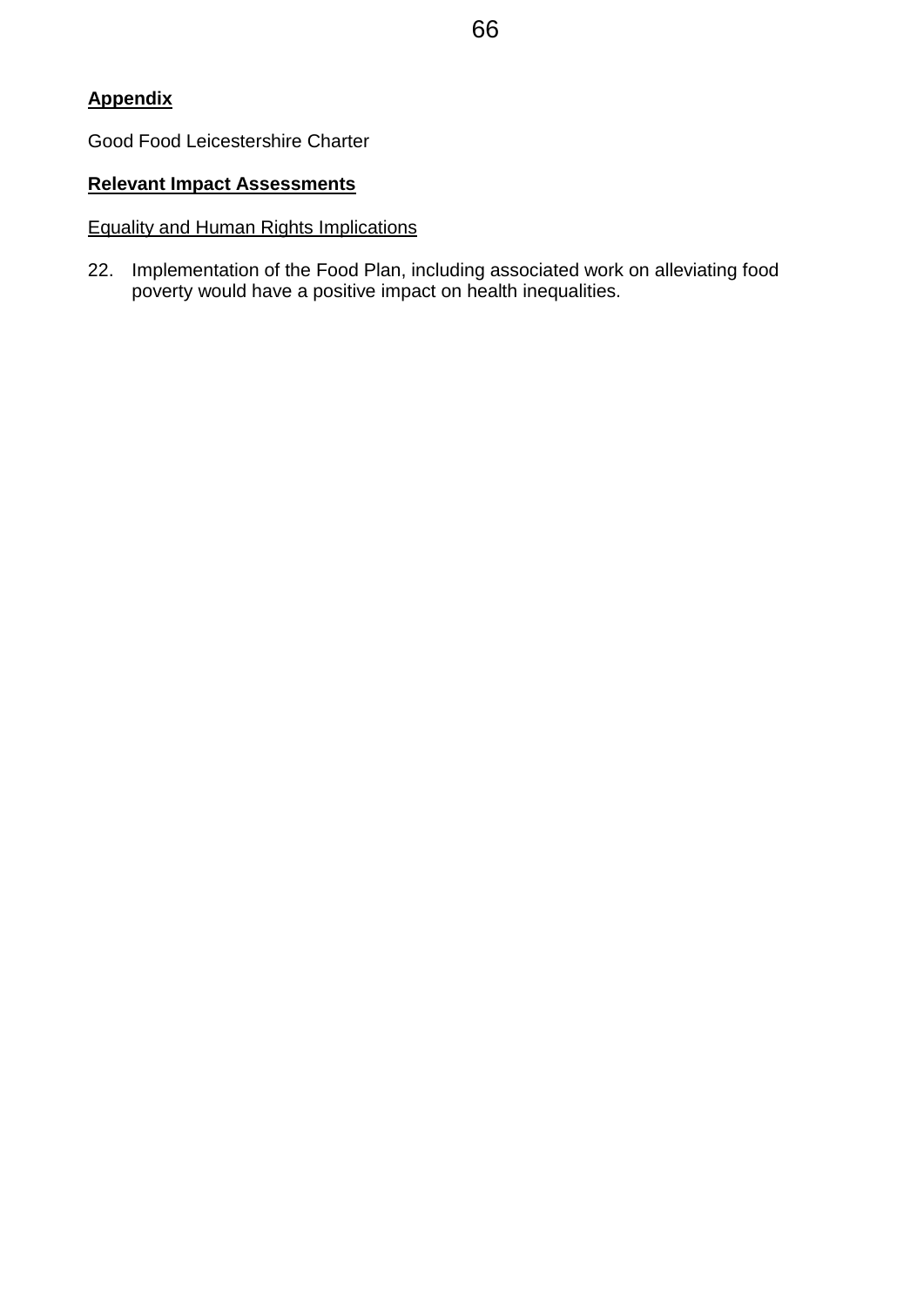**Appendix**

Good Food Leicestershire Charter

**Relevant Impact Assessments**

Equality and Human Rights Implications

22. Implementation of the Food Plan, including associated work on alleviating food poverty would have a positive impact on health inequalities.